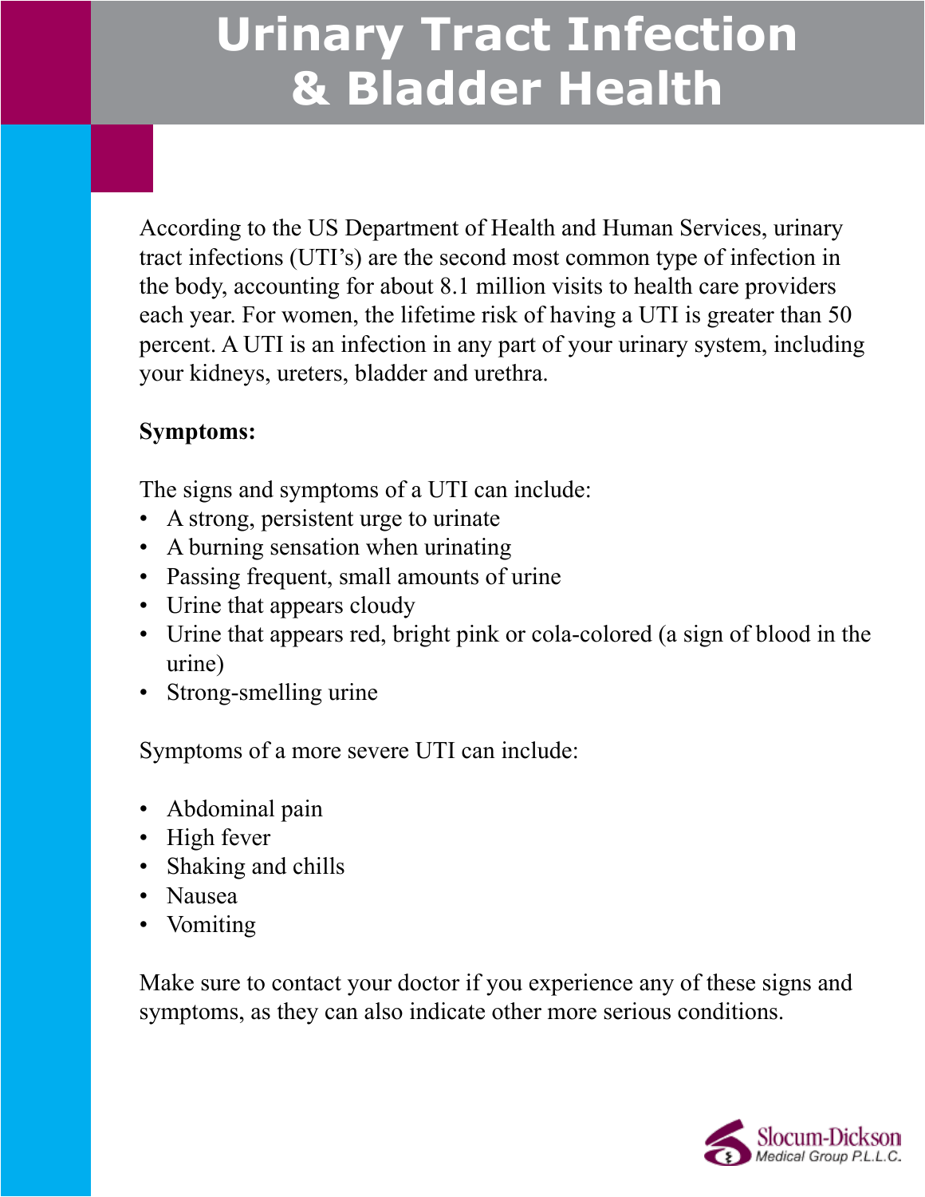# Urinary Tract Infection & Bladder Health

According to the US Department of Health and Human Services, urinary tract infections (UTI's) are the second most common type of infection in the body, accounting for about 8.1 million visits to health care providers each year. For women, the lifetime risk of having a UTI is greater than 50 percent. A UTI is an infection in any part of your urinary system, including your kidneys, ureters, bladder and urethra.

**Symptoms:**

The signs and symptoms of a UTI can include:

- A strong, persistent urge to urinate
- A burning sensation when urinating
- Passing frequent, small amounts of urine
- Urine that appears cloudy
- Urine that appears red, bright pink or cola-colored (a sign of blood in the urine)
- Strong-smelling urine

Symptoms of a more severe UTI can include:

- Abdominal pain
- High fever
- Shaking and chills
- Nausea
- Vomiting

Make sure to contact your doctor if you experience any of these signs and symptoms, as they can also indicate other more serious conditions.

Slocum-Dickson Medical Group P.L.L.C.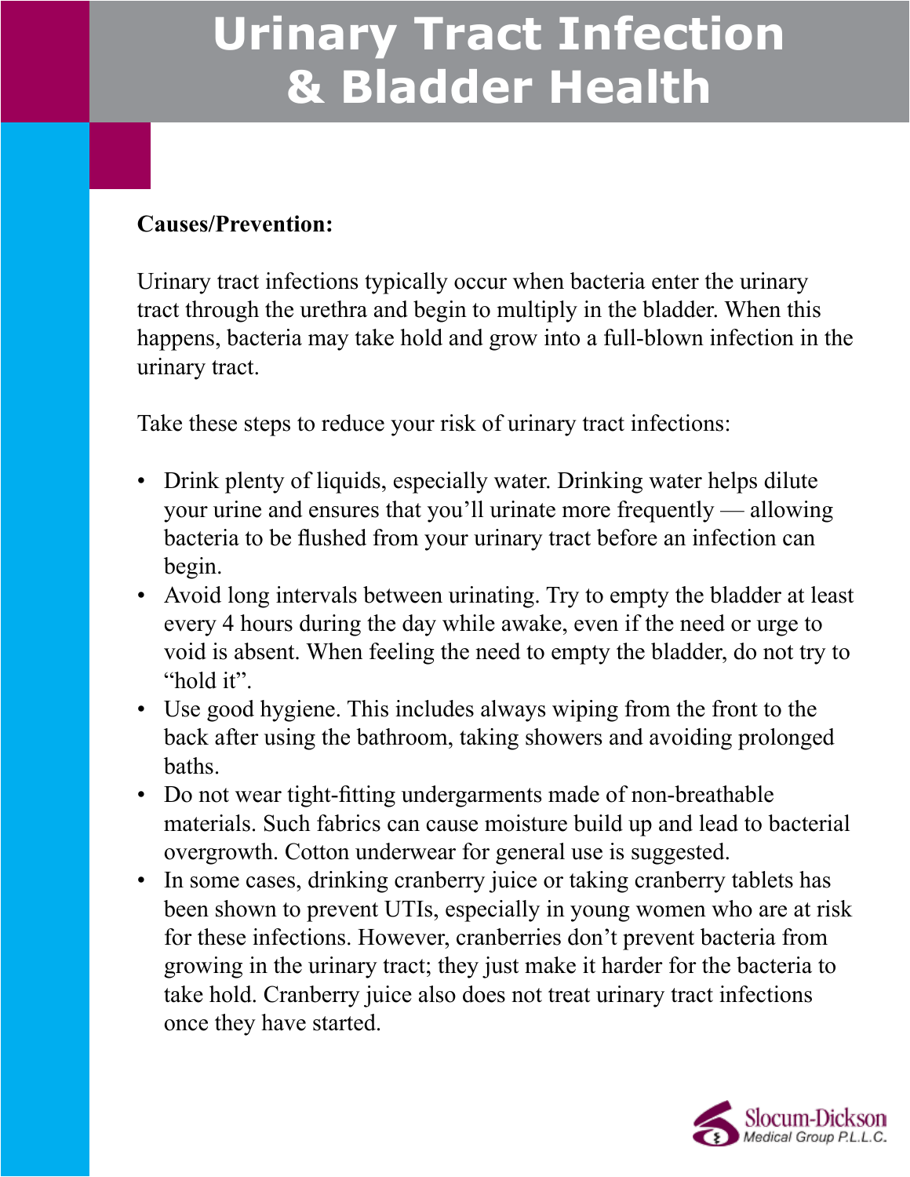# Urinary Tract Infection & Bladder Health

**Causes/Prevention:**

Urinary tract infections typically occur when bacteria enter the urinary tract through the urethra and begin to multiply in the bladder. When this happens, bacteria may take hold and grow into a full-blown infection in the urinary tract.

Take these steps to reduce your risk of urinary tract infections:

- Drink plenty of liquids, especially water. Drinking water helps dilute your urine and ensures that you'll urinate more frequently — allowing bacteria to be flushed from your urinary tract before an infection can begin.
- Avoid long intervals between urinating. Try to empty the bladder at least every 4 hours during the day while awake, even if the need or urge to void is absent. When feeling the need to empty the bladder, do not try to "hold it".
- Use good hygiene. This includes always wiping from the front to the back after using the bathroom, taking showers and avoiding prolonged baths.
- Do not wear tight-fitting undergarments made of non-breathable materials. Such fabrics can cause moisture build up and lead to bacterial overgrowth. Cotton underwear for general use is suggested.
- In some cases, drinking cranberry juice or taking cranberry tablets has been shown to prevent UTIs, especially in young women who are at risk for these infections. However, cranberries don't prevent bacteria from growing in the urinary tract; they just make it harder for the bacteria to take hold. Cranberry juice also does not treat urinary tract infections once they have started.

Slocum-Dickson Medical Group P.L.L.C.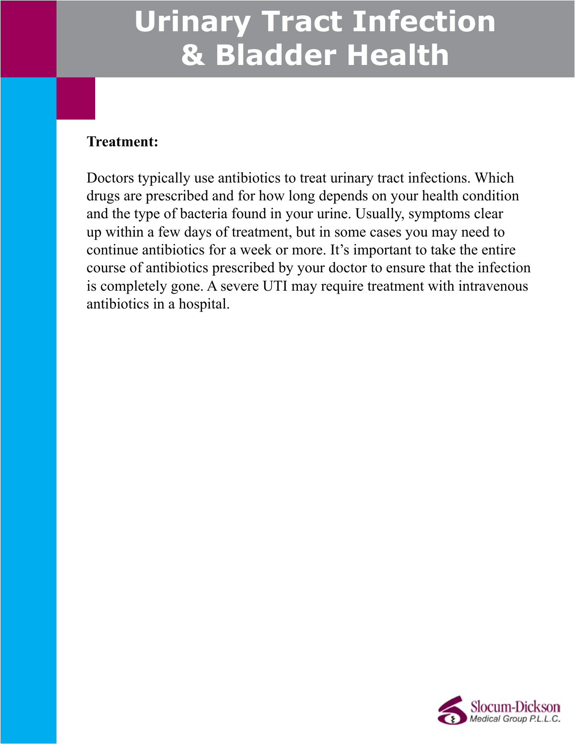**Treatment:**

Doctors typically use antibiotics to treat urinary tract infections. Which drugs are prescribed and for how long depends on your health condition and the type of bacteria found in your urine. Usually, symptoms clear up within a few days of treatment, but in some cases you may need to continue antibiotics for a week or more. It's important to take the entire course of antibiotics prescribed by your doctor to ensure that the infection is completely gone. A severe UTI may require treatment with intravenous antibiotics in a hospital.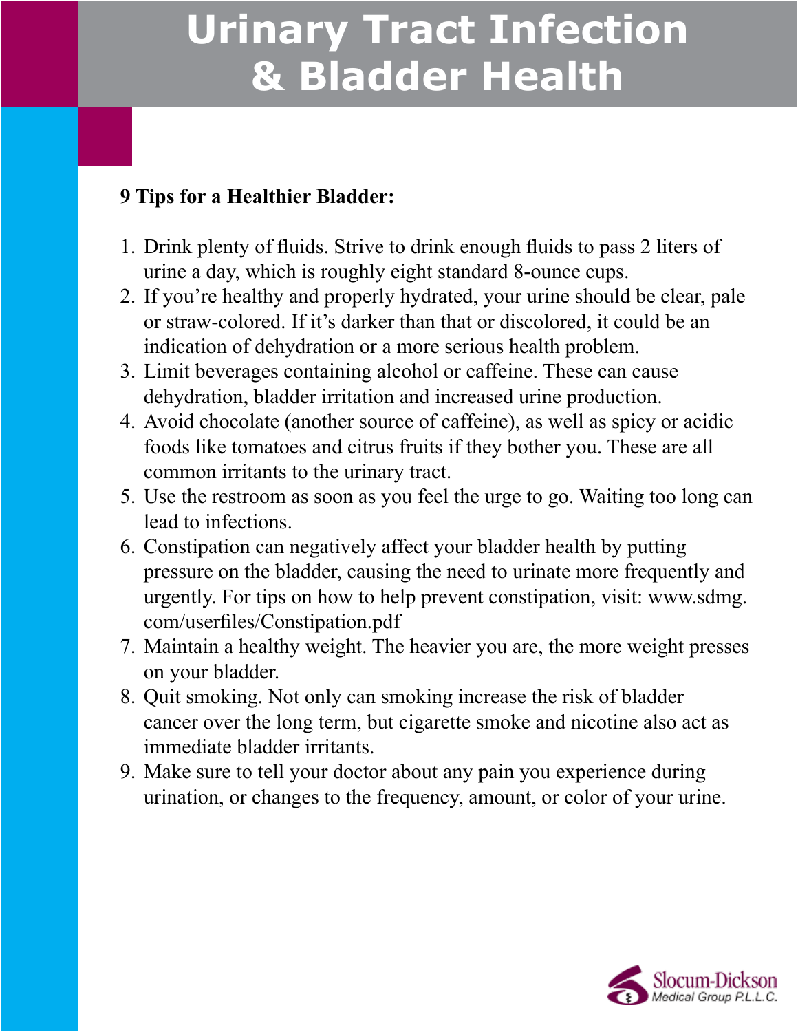# Urinary Tract Infection & Bladder Health

**9 Tips for a Healthier Bladder:**

1. Drink plenty of fluids. Strive to drink enough fluids to pass 2 liters of urine a day, which is roughly eight standard 8-ounce cups.
2. If you're healthy and properly hydrated, your urine should be clear, pale or straw-colored. If it's darker than that or discolored, it could be an indication of dehydration or a more serious health problem.
3. Limit beverages containing alcohol or caffeine. These can cause dehydration, bladder irritation and increased urine production.
4. Avoid chocolate (another source of caffeine), as well as spicy or acidic foods like tomatoes and citrus fruits if they bother you. These are all common irritants to the urinary tract.
5. Use the restroom as soon as you feel the urge to go. Waiting too long can lead to infections.
6. Constipation can negatively affect your bladder health by putting pressure on the bladder, causing the need to urinate more frequently and urgently. For tips on how to help prevent constipation, visit: www.sdmg.com/userfiles/Constipation.pdf
7. Maintain a healthy weight. The heavier you are, the more weight presses on your bladder.
8. Quit smoking. Not only can smoking increase the risk of bladder cancer over the long term, but cigarette smoke and nicotine also act as immediate bladder irritants.
9. Make sure to tell your doctor about any pain you experience during urination, or changes to the frequency, amount, or color of your urine.

Slocum-Dickson Medical Group P.L.L.C.